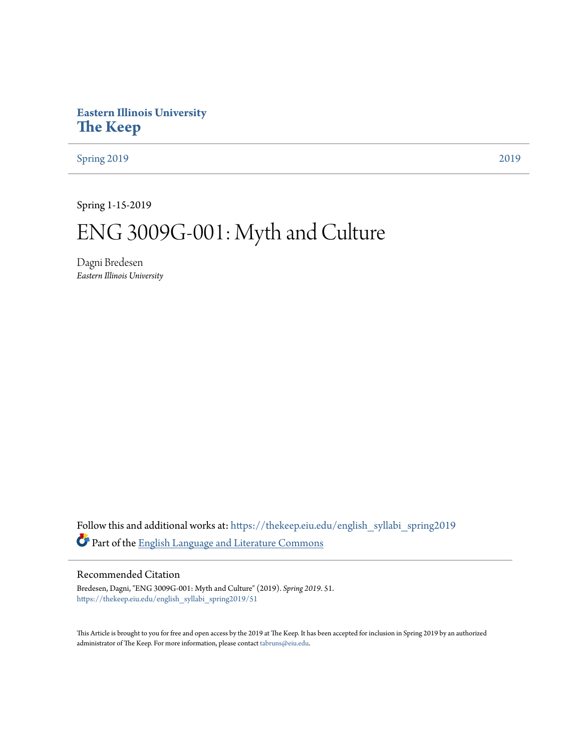**Eastern Illinois University**
# The Keep

Spring 2019 | 2019

Spring 1-15-2019

# ENG 3009G-001: Myth and Culture

Dagni Bredesen
*Eastern Illinois University*

Follow this and additional works at: https://thekeep.eiu.edu/english_syllabi_spring2019

Part of the English Language and Literature Commons

## Recommended Citation

Bredesen, Dagni, "ENG 3009G-001: Myth and Culture" (2019). *Spring 2019*. 51.
https://thekeep.eiu.edu/english_syllabi_spring2019/51

This Article is brought to you for free and open access by the 2019 at The Keep. It has been accepted for inclusion in Spring 2019 by an authorized administrator of The Keep. For more information, please contact tabruns@eiu.edu.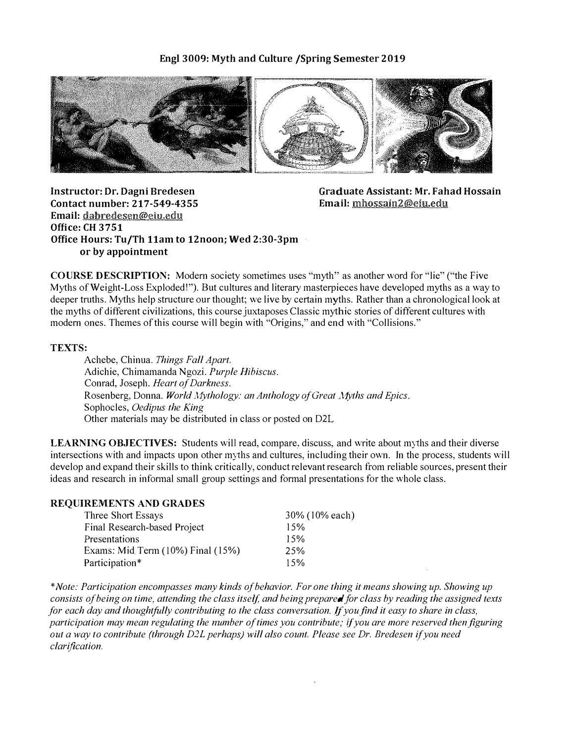# Engl 3009: Myth and Culture /Spring Semester 2019

**Instructor: Dr. Dagni Bredesen**
**Contact number: 217-549-4355**
**Email: dabredesen@eiu.edu**
**Office: CH 3751**
**Office Hours: Tu/Th 11am to 12noon; Wed 2:30-3pm or by appointment**

**Graduate Assistant: Mr. Fahad Hossain**
**Email: mhossain2@eiu.edu**

**COURSE DESCRIPTION:** Modern society sometimes uses "myth" as another word for "lie" ("the Five Myths of Weight-Loss Exploded!"). But cultures and literary masterpieces have developed myths as a way to deeper truths. Myths help structure our thought; we live by certain myths. Rather than a chronological look at the myths of different civilizations, this course juxtaposes Classic mythic stories of different cultures with modern ones. Themes of this course will begin with "Origins," and end with "Collisions."

**TEXTS:**

Achebe, Chinua. *Things Fall Apart.*
Adichie, Chimamanda Ngozi. *Purple Hibiscus.*
Conrad, Joseph. *Heart of Darkness.*
Rosenberg, Donna. *World Mythology: an Anthology of Great Myths and Epics.*
Sophocles, *Oedipus the King*
Other materials may be distributed in class or posted on D2L

**LEARNING OBJECTIVES:** Students will read, compare, discuss, and write about myths and their diverse intersections with and impacts upon other myths and cultures, including their own. In the process, students will develop and expand their skills to think critically, conduct relevant research from reliable sources, present their ideas and research in informal small group settings and formal presentations for the whole class.

**REQUIREMENTS AND GRADES**

| | |
|---|---|
| Three Short Essays | 30% (10% each) |
| Final Research-based Project | 15% |
| Presentations | 15% |
| Exams: Mid Term (10%) Final (15%) | 25% |
| Participation* | 15% |

**Note: Participation encompasses many kinds of behavior. For one thing it means showing up. Showing up consists of being on time, attending the class itself, and being prepared for class by reading the assigned texts for each day and thoughtfully contributing to the class conversation. If you find it easy to share in class, participation may mean regulating the number of times you contribute; if you are more reserved then figuring out a way to contribute (through D2L perhaps) will also count. Please see Dr. Bredesen if you need clarification.*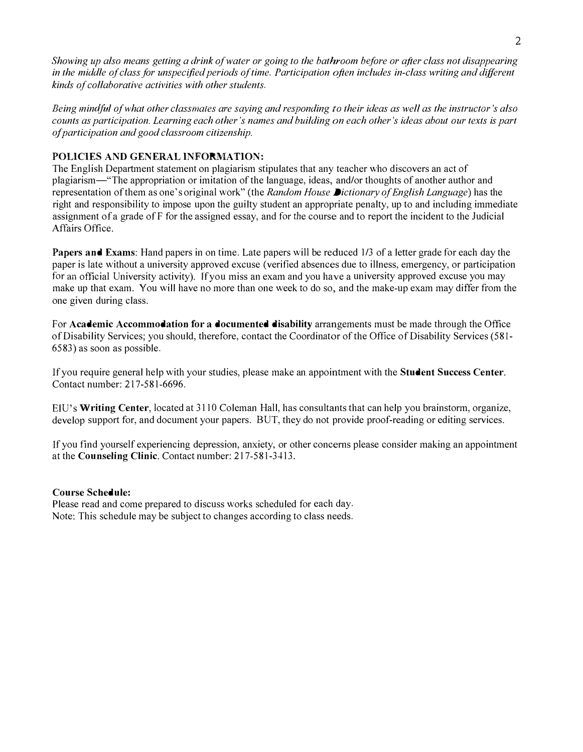*Showing up also means getting a drink of water or going to the bathroom before or after class not disappearing in the middle of class for unspecified periods of time. Participation often includes in-class writing and different kinds of collaborative activities with other students.*

*Being mindful of what other classmates are saying and responding to their ideas as well as the instructor's also counts as participation. Learning each other's names and building on each other's ideas about our texts is part of participation and good classroom citizenship.*

**POLICIES AND GENERAL INFORMATION:**

The English Department statement on plagiarism stipulates that any teacher who discovers an act of plagiarism—"The appropriation or imitation of the language, ideas, and/or thoughts of another author and representation of them as one's original work" (the *Random House Dictionary of English Language*) has the right and responsibility to impose upon the guilty student an appropriate penalty, up to and including immediate assignment of a grade of F for the assigned essay, and for the course and to report the incident to the Judicial Affairs Office.

**Papers and Exams**: Hand papers in on time. Late papers will be reduced 1/3 of a letter grade for each day the paper is late without a university approved excuse (verified absences due to illness, emergency, or participation for an official University activity). If you miss an exam and you have a university approved excuse you may make up that exam. You will have no more than one week to do so, and the make-up exam may differ from the one given during class.

For **Academic Accommodation for a documented disability** arrangements must be made through the Office of Disability Services; you should, therefore, contact the Coordinator of the Office of Disability Services (581-6583) as soon as possible.

If you require general help with your studies, please make an appointment with the **Student Success Center**. Contact number: 217-581-6696.

EIU's **Writing Center**, located at 3110 Coleman Hall, has consultants that can help you brainstorm, organize, develop support for, and document your papers. BUT, they do not provide proof-reading or editing services.

If you find yourself experiencing depression, anxiety, or other concerns please consider making an appointment at the **Counseling Clinic**. Contact number: 217-581-3413.

**Course Schedule:**

Please read and come prepared to discuss works scheduled for each day.
Note: This schedule may be subject to changes according to class needs.